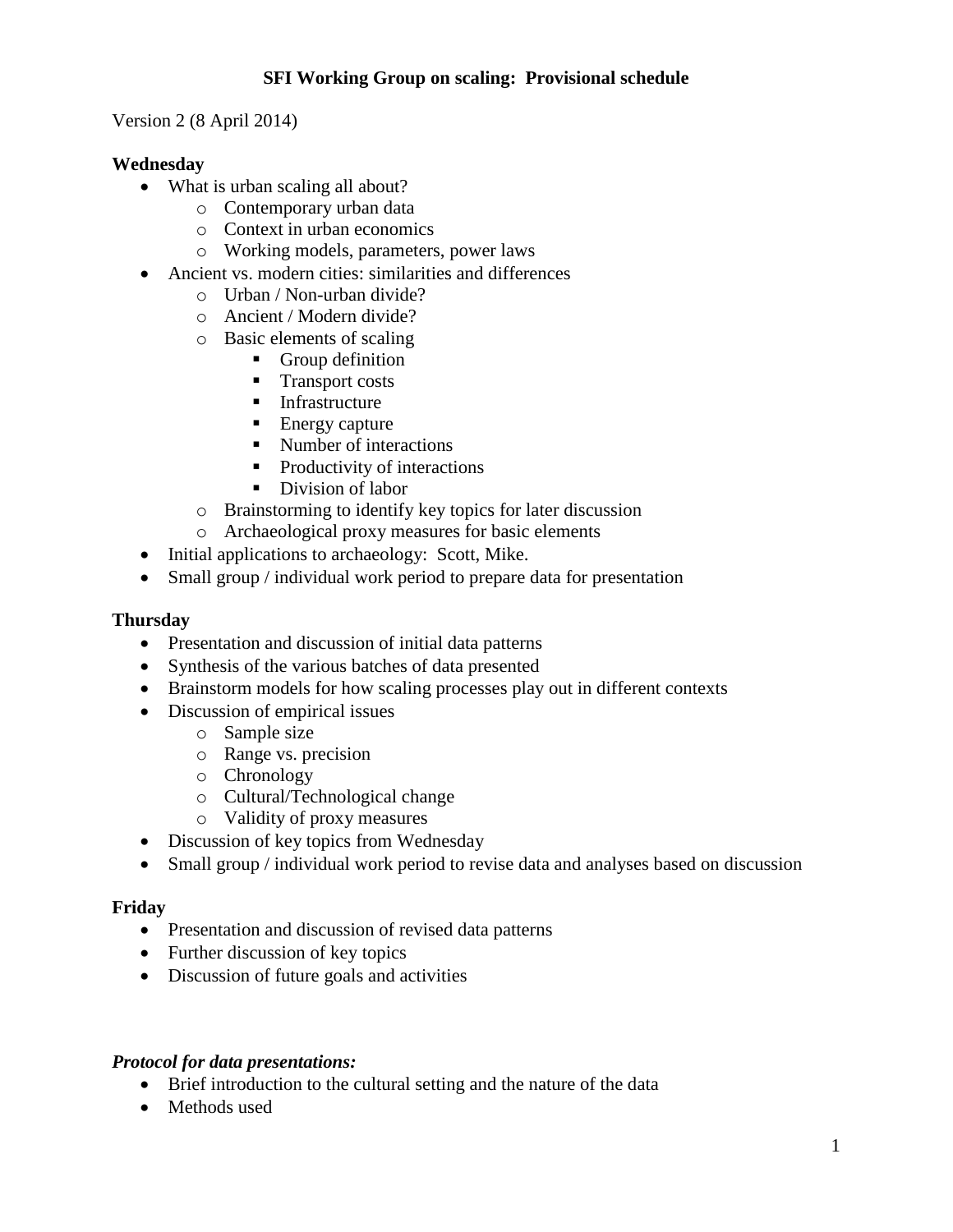# SFI Working Group on scaling: Provisional schedule

Version 2 (8 April 2014)

**Wednesday**

- What is urban scaling all about?
    - Contemporary urban data
    - Context in urban economics
    - Working models, parameters, power laws
- Ancient vs. modern cities: similarities and differences
    - Urban / Non-urban divide?
    - Ancient / Modern divide?
    - Basic elements of scaling
        - Group definition
        - Transport costs
        - Infrastructure
        - Energy capture
        - Number of interactions
        - Productivity of interactions
        - Division of labor
    - Brainstorming to identify key topics for later discussion
    - Archaeological proxy measures for basic elements
- Initial applications to archaeology: Scott, Mike.
- Small group / individual work period to prepare data for presentation

**Thursday**

- Presentation and discussion of initial data patterns
- Synthesis of the various batches of data presented
- Brainstorm models for how scaling processes play out in different contexts
- Discussion of empirical issues
    - Sample size
    - Range vs. precision
    - Chronology
    - Cultural/Technological change
    - Validity of proxy measures
- Discussion of key topics from Wednesday
- Small group / individual work period to revise data and analyses based on discussion

**Friday**

- Presentation and discussion of revised data patterns
- Further discussion of key topics
- Discussion of future goals and activities

***Protocol for data presentations:***

- Brief introduction to the cultural setting and the nature of the data
- Methods used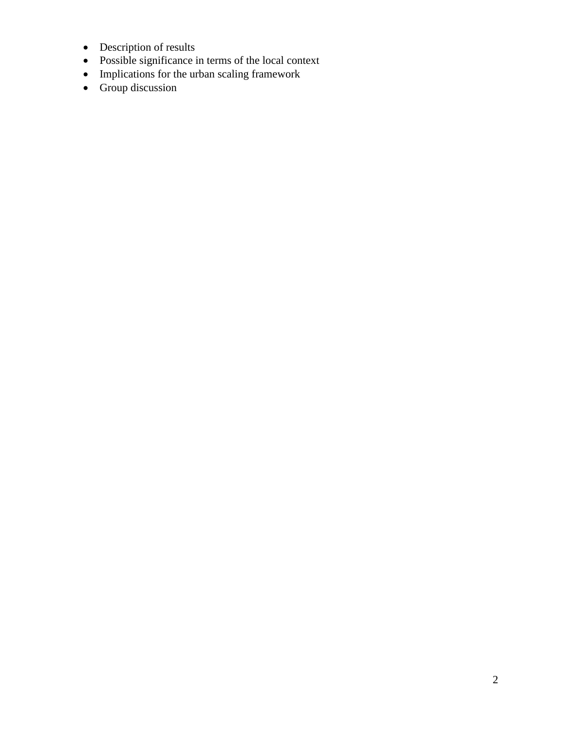- Description of results
- Possible significance in terms of the local context
- Implications for the urban scaling framework
- Group discussion